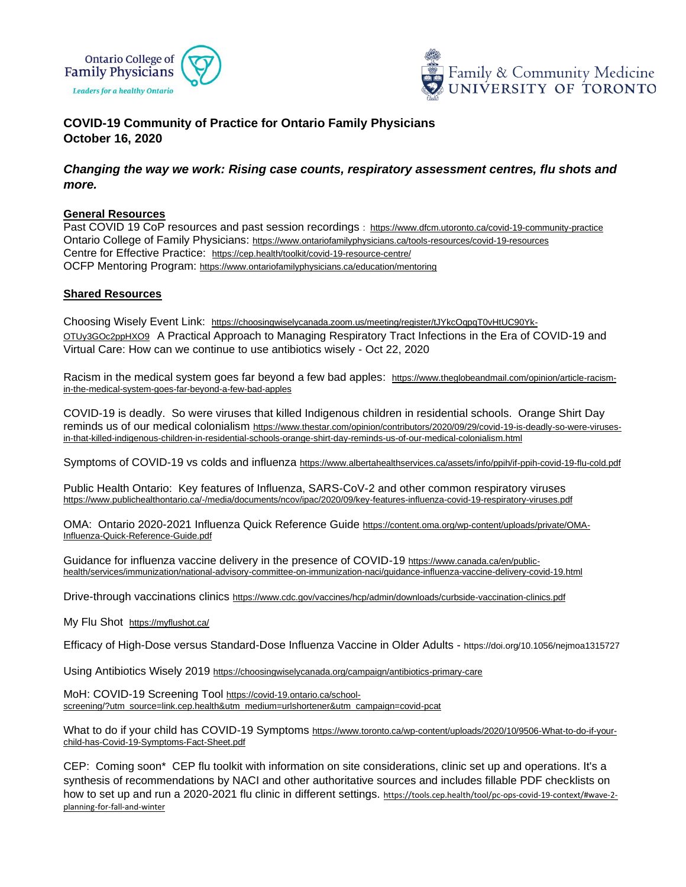Ontario College of Family Physicians

*Leaders for a healthy Ontario*

Family & Community Medicine
UNIVERSITY OF TORONTO

**COVID-19 Community of Practice for Ontario Family Physicians**
**October 16, 2020**

***Changing the way we work: Rising case counts, respiratory assessment centres, flu shots and more.***

## General Resources

Past COVID 19 CoP resources and past session recordings : https://www.dfcm.utoronto.ca/covid-19-community-practice
Ontario College of Family Physicians: https://www.ontariofamilyphysicians.ca/tools-resources/covid-19-resources
Centre for Effective Practice: https://cep.health/toolkit/covid-19-resource-centre/
OCFP Mentoring Program: https://www.ontariofamilyphysicians.ca/education/mentoring

## Shared Resources

Choosing Wisely Event Link: https://choosingwiselycanada.zoom.us/meeting/register/tJYkcOqpqT0vHtUC90Yk-OTUy3GOc2ppHXO9 A Practical Approach to Managing Respiratory Tract Infections in the Era of COVID-19 and Virtual Care: How can we continue to use antibiotics wisely - Oct 22, 2020

Racism in the medical system goes far beyond a few bad apples: https://www.theglobeandmail.com/opinion/article-racism-in-the-medical-system-goes-far-beyond-a-few-bad-apples

COVID-19 is deadly. So were viruses that killed Indigenous children in residential schools. Orange Shirt Day reminds us of our medical colonialism https://www.thestar.com/opinion/contributors/2020/09/29/covid-19-is-deadly-so-were-viruses-in-that-killed-indigenous-children-in-residential-schools-orange-shirt-day-reminds-us-of-our-medical-colonialism.html

Symptoms of COVID-19 vs colds and influenza https://www.albertahealthservices.ca/assets/info/ppih/if-ppih-covid-19-flu-cold.pdf

Public Health Ontario: Key features of Influenza, SARS-CoV-2 and other common respiratory viruses https://www.publichealthontario.ca/-/media/documents/ncov/ipac/2020/09/key-features-influenza-covid-19-respiratory-viruses.pdf

OMA: Ontario 2020-2021 Influenza Quick Reference Guide https://content.oma.org/wp-content/uploads/private/OMA-Influenza-Quick-Reference-Guide.pdf

Guidance for influenza vaccine delivery in the presence of COVID-19 https://www.canada.ca/en/public-health/services/immunization/national-advisory-committee-on-immunization-naci/guidance-influenza-vaccine-delivery-covid-19.html

Drive-through vaccinations clinics https://www.cdc.gov/vaccines/hcp/admin/downloads/curbside-vaccination-clinics.pdf

My Flu Shot https://myflushot.ca/

Efficacy of High-Dose versus Standard-Dose Influenza Vaccine in Older Adults - https://doi.org/10.1056/nejmoa1315727

Using Antibiotics Wisely 2019 https://choosingwiselycanada.org/campaign/antibiotics-primary-care

MoH: COVID-19 Screening Tool https://covid-19.ontario.ca/school-screening/?utm_source=link.cep.health&utm_medium=urlshortener&utm_campaign=covid-pcat

What to do if your child has COVID-19 Symptoms https://www.toronto.ca/wp-content/uploads/2020/10/9506-What-to-do-if-your-child-has-Covid-19-Symptoms-Fact-Sheet.pdf

CEP: Coming soon* CEP flu toolkit with information on site considerations, clinic set up and operations. It's a synthesis of recommendations by NACI and other authoritative sources and includes fillable PDF checklists on how to set up and run a 2020-2021 flu clinic in different settings. https://tools.cep.health/tool/pc-ops-covid-19-context/#wave-2-planning-for-fall-and-winter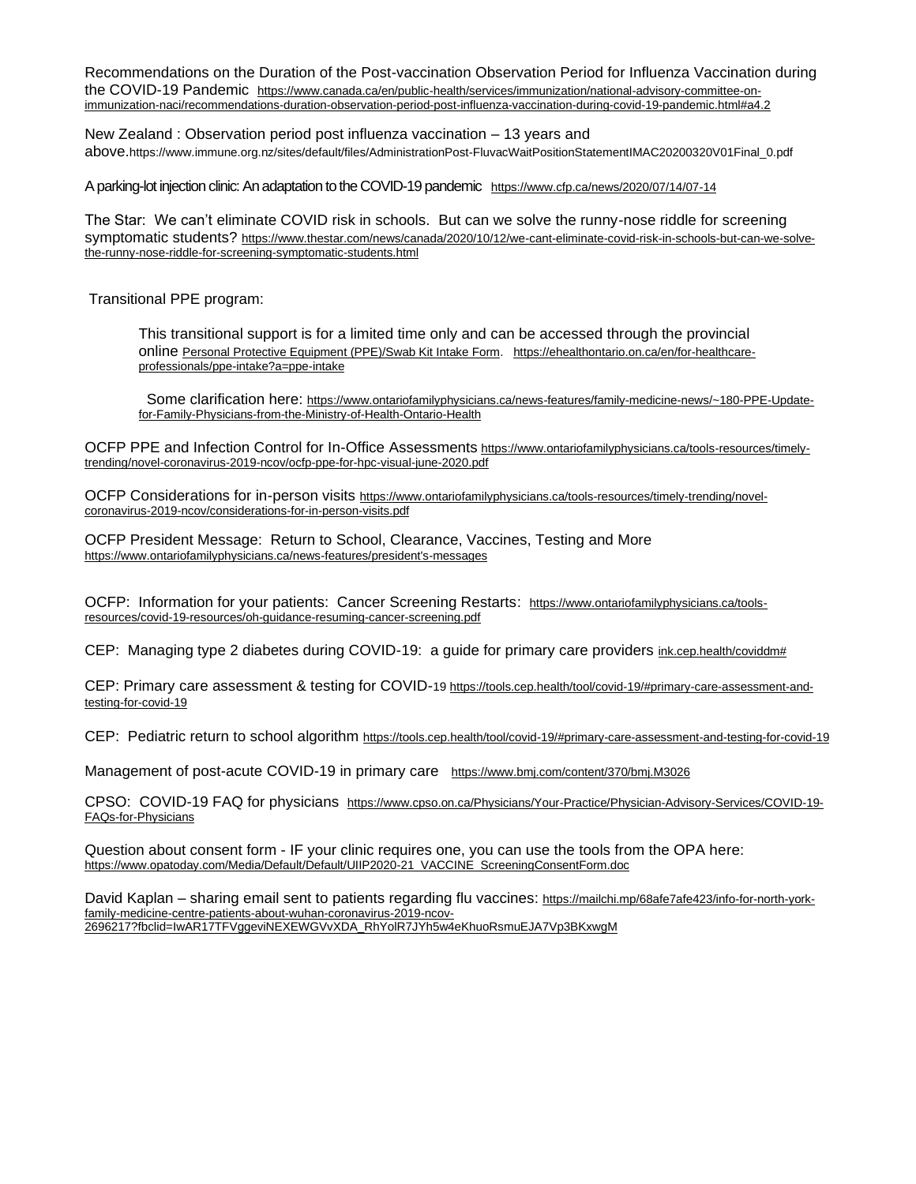Recommendations on the Duration of the Post-vaccination Observation Period for Influenza Vaccination during the COVID-19 Pandemic https://www.canada.ca/en/public-health/services/immunization/national-advisory-committee-on-immunization-naci/recommendations-duration-observation-period-post-influenza-vaccination-during-covid-19-pandemic.html#a4.2

New Zealand : Observation period post influenza vaccination – 13 years and above. https://www.immune.org.nz/sites/default/files/AdministrationPost-FluvacWaitPositionStatementIMAC20200320V01Final_0.pdf

A parking-lot injection clinic: An adaptation to the COVID-19 pandemic https://www.cfp.ca/news/2020/07/14/07-14

The Star: We can't eliminate COVID risk in schools. But can we solve the runny-nose riddle for screening symptomatic students? https://www.thestar.com/news/canada/2020/10/12/we-cant-eliminate-covid-risk-in-schools-but-can-we-solve-the-runny-nose-riddle-for-screening-symptomatic-students.html

Transitional PPE program:

> This transitional support is for a limited time only and can be accessed through the provincial online Personal Protective Equipment (PPE)/Swab Kit Intake Form. https://ehealthontario.on.ca/en/for-healthcare-professionals/ppe-intake?a=ppe-intake
>
> Some clarification here: https://www.ontariofamilyphysicians.ca/news-features/family-medicine-news/~180-PPE-Update-for-Family-Physicians-from-the-Ministry-of-Health-Ontario-Health

OCFP PPE and Infection Control for In-Office Assessments https://www.ontariofamilyphysicians.ca/tools-resources/timely-trending/novel-coronavirus-2019-ncov/ocfp-ppe-for-hpc-visual-june-2020.pdf

OCFP Considerations for in-person visits https://www.ontariofamilyphysicians.ca/tools-resources/timely-trending/novel-coronavirus-2019-ncov/considerations-for-in-person-visits.pdf

OCFP President Message: Return to School, Clearance, Vaccines, Testing and More https://www.ontariofamilyphysicians.ca/news-features/president's-messages

OCFP: Information for your patients: Cancer Screening Restarts: https://www.ontariofamilyphysicians.ca/tools-resources/covid-19-resources/oh-guidance-resuming-cancer-screening.pdf

CEP: Managing type 2 diabetes during COVID-19: a guide for primary care providers ink.cep.health/coviddm#

CEP: Primary care assessment & testing for COVID-19 https://tools.cep.health/tool/covid-19/#primary-care-assessment-and-testing-for-covid-19

CEP: Pediatric return to school algorithm https://tools.cep.health/tool/covid-19/#primary-care-assessment-and-testing-for-covid-19

Management of post-acute COVID-19 in primary care https://www.bmj.com/content/370/bmj.M3026

CPSO: COVID-19 FAQ for physicians https://www.cpso.on.ca/Physicians/Your-Practice/Physician-Advisory-Services/COVID-19-FAQs-for-Physicians

Question about consent form - IF your clinic requires one, you can use the tools from the OPA here: https://www.opatoday.com/Media/Default/Default/UIIP2020-21_VACCINE_ScreeningConsentForm.doc

David Kaplan – sharing email sent to patients regarding flu vaccines: https://mailchi.mp/68afe7afe423/info-for-north-york-family-medicine-centre-patients-about-wuhan-coronavirus-2019-ncov-2696217?fbclid=IwAR17TFVggeviNEXEWGVvXDA_RhYolR7JYh5w4eKhuoRsmuEJA7Vp3BKxwgM